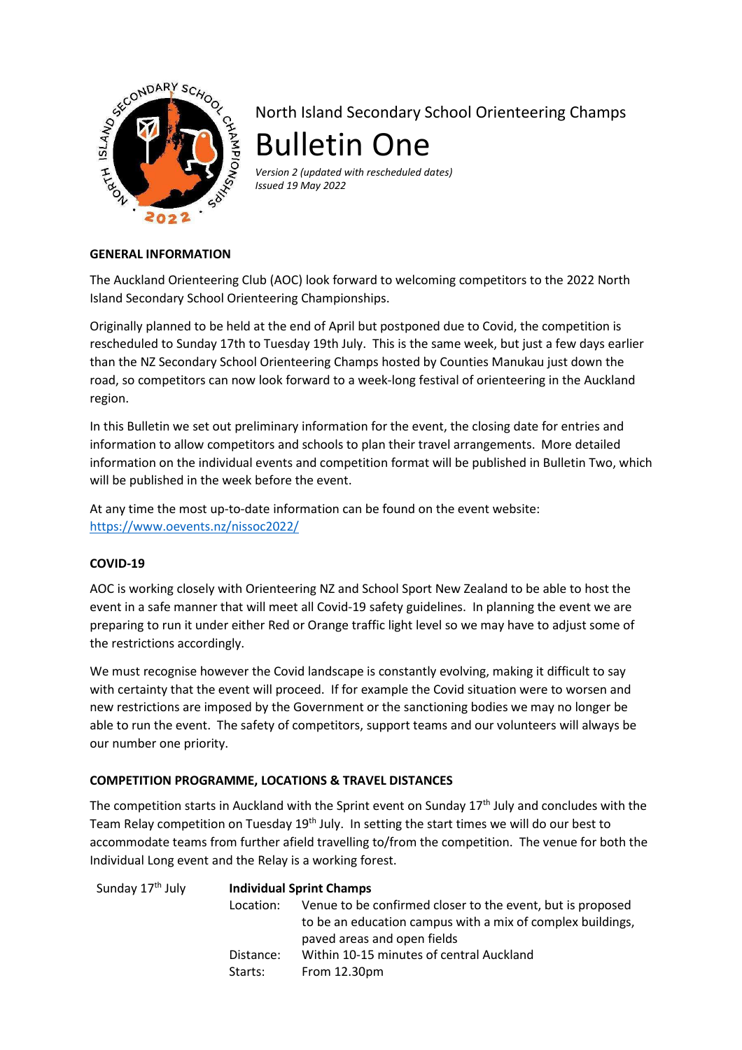North Island Secondary School Orienteering Champs

# Bulletin One

*Version 2 (updated with rescheduled dates)*
*Issued 19 May 2022*

## GENERAL INFORMATION

The Auckland Orienteering Club (AOC) look forward to welcoming competitors to the 2022 North Island Secondary School Orienteering Championships.

Originally planned to be held at the end of April but postponed due to Covid, the competition is rescheduled to Sunday 17th to Tuesday 19th July. This is the same week, but just a few days earlier than the NZ Secondary School Orienteering Champs hosted by Counties Manukau just down the road, so competitors can now look forward to a week-long festival of orienteering in the Auckland region.

In this Bulletin we set out preliminary information for the event, the closing date for entries and information to allow competitors and schools to plan their travel arrangements. More detailed information on the individual events and competition format will be published in Bulletin Two, which will be published in the week before the event.

At any time the most up-to-date information can be found on the event website: [https://www.oevents.nz/nissoc2022/](https://www.oevents.nz/nissoc2022/)

## COVID-19

AOC is working closely with Orienteering NZ and School Sport New Zealand to be able to host the event in a safe manner that will meet all Covid-19 safety guidelines. In planning the event we are preparing to run it under either Red or Orange traffic light level so we may have to adjust some of the restrictions accordingly.

We must recognise however the Covid landscape is constantly evolving, making it difficult to say with certainty that the event will proceed. If for example the Covid situation were to worsen and new restrictions are imposed by the Government or the sanctioning bodies we may no longer be able to run the event. The safety of competitors, support teams and our volunteers will always be our number one priority.

## COMPETITION PROGRAMME, LOCATIONS & TRAVEL DISTANCES

The competition starts in Auckland with the Sprint event on Sunday 17th July and concludes with the Team Relay competition on Tuesday 19th July. In setting the start times we will do our best to accommodate teams from further afield travelling to/from the competition. The venue for both the Individual Long event and the Relay is a working forest.

Sunday 17th July — **Individual Sprint Champs**

| | |
|---|---|
| Location: | Venue to be confirmed closer to the event, but is proposed to be an education campus with a mix of complex buildings, paved areas and open fields |
| Distance: | Within 10-15 minutes of central Auckland |
| Starts: | From 12.30pm |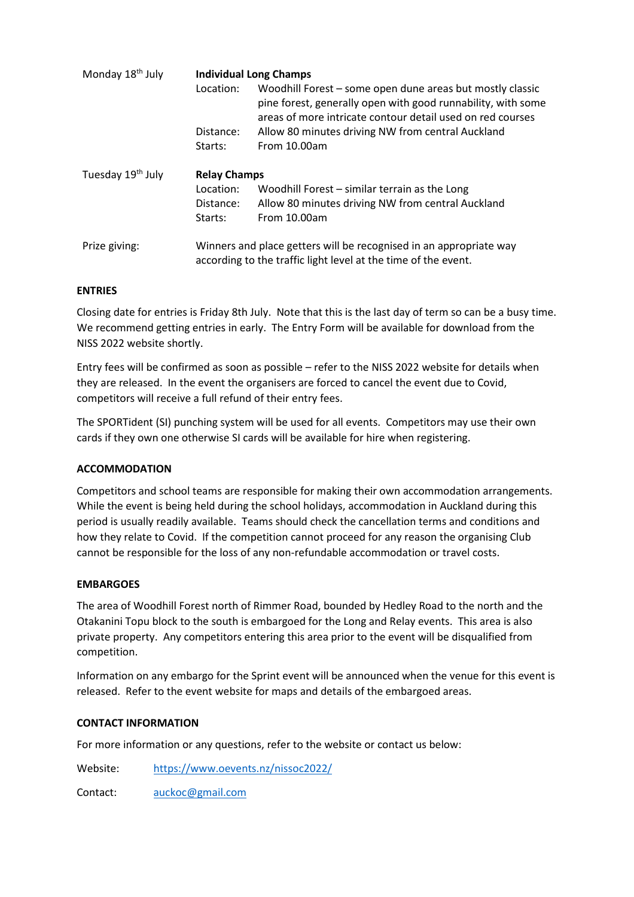Monday 18th July — **Individual Long Champs**

Location: Woodhill Forest – some open dune areas but mostly classic pine forest, generally open with good runnability, with some areas of more intricate contour detail used on red courses

Distance: Allow 80 minutes driving NW from central Auckland

Starts: From 10.00am

Tuesday 19th July — **Relay Champs**

Location: Woodhill Forest – similar terrain as the Long

Distance: Allow 80 minutes driving NW from central Auckland

Starts: From 10.00am

Prize giving: Winners and place getters will be recognised in an appropriate way according to the traffic light level at the time of the event.

**ENTRIES**

Closing date for entries is Friday 8th July. Note that this is the last day of term so can be a busy time. We recommend getting entries in early. The Entry Form will be available for download from the NISS 2022 website shortly.

Entry fees will be confirmed as soon as possible – refer to the NISS 2022 website for details when they are released. In the event the organisers are forced to cancel the event due to Covid, competitors will receive a full refund of their entry fees.

The SPORTident (SI) punching system will be used for all events. Competitors may use their own cards if they own one otherwise SI cards will be available for hire when registering.

**ACCOMMODATION**

Competitors and school teams are responsible for making their own accommodation arrangements. While the event is being held during the school holidays, accommodation in Auckland during this period is usually readily available. Teams should check the cancellation terms and conditions and how they relate to Covid. If the competition cannot proceed for any reason the organising Club cannot be responsible for the loss of any non-refundable accommodation or travel costs.

**EMBARGOES**

The area of Woodhill Forest north of Rimmer Road, bounded by Hedley Road to the north and the Otakanini Topu block to the south is embargoed for the Long and Relay events. This area is also private property. Any competitors entering this area prior to the event will be disqualified from competition.

Information on any embargo for the Sprint event will be announced when the venue for this event is released. Refer to the event website for maps and details of the embargoed areas.

**CONTACT INFORMATION**

For more information or any questions, refer to the website or contact us below:

Website: https://www.oevents.nz/nissoc2022/

Contact: auckoc@gmail.com